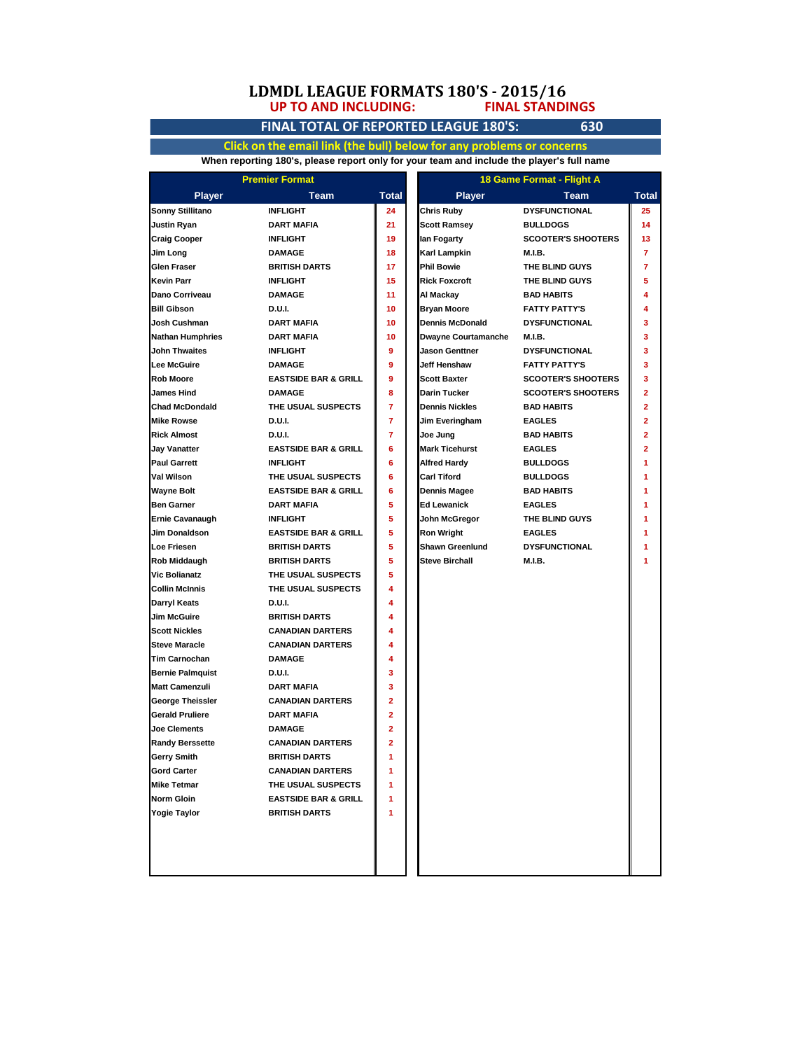# LDMDL LEAGUE FORMATS 180'S - 2015/16

**UP TO AND INCLUDING: FINAL STANDINGS**

**FINAL TOTAL OF REPORTED LEAGUE 180'S: 630**

**Click on the email link (the bull) below for any problems or concerns**

When reporting 180's, please report only for your team and include the player's full name

## Premier Format

| Player | Team | Total |
|---|---|---|
| Sonny Stillitano | INFLIGHT | 24 |
| Justin Ryan | DART MAFIA | 21 |
| Craig Cooper | INFLIGHT | 19 |
| Jim Long | DAMAGE | 18 |
| Glen Fraser | BRITISH DARTS | 17 |
| Kevin Parr | INFLIGHT | 15 |
| Dano Corriveau | DAMAGE | 11 |
| Bill Gibson | D.U.I. | 10 |
| Josh Cushman | DART MAFIA | 10 |
| Nathan Humphries | DART MAFIA | 10 |
| John Thwaites | INFLIGHT | 9 |
| Lee McGuire | DAMAGE | 9 |
| Rob Moore | EASTSIDE BAR & GRILL | 9 |
| James Hind | DAMAGE | 8 |
| Chad McDondald | THE USUAL SUSPECTS | 7 |
| Mike Rowse | D.U.I. | 7 |
| Rick Almost | D.U.I. | 7 |
| Jay Vanatter | EASTSIDE BAR & GRILL | 6 |
| Paul Garrett | INFLIGHT | 6 |
| Val Wilson | THE USUAL SUSPECTS | 6 |
| Wayne Bolt | EASTSIDE BAR & GRILL | 6 |
| Ben Garner | DART MAFIA | 5 |
| Ernie Cavanaugh | INFLIGHT | 5 |
| Jim Donaldson | EASTSIDE BAR & GRILL | 5 |
| Loe Friesen | BRITISH DARTS | 5 |
| Rob Middaugh | BRITISH DARTS | 5 |
| Vic Bolianatz | THE USUAL SUSPECTS | 5 |
| Collin McInnis | THE USUAL SUSPECTS | 4 |
| Darryl Keats | D.U.I. | 4 |
| Jim McGuire | BRITISH DARTS | 4 |
| Scott Nickles | CANADIAN DARTERS | 4 |
| Steve Maracle | CANADIAN DARTERS | 4 |
| Tim Carnochan | DAMAGE | 4 |
| Bernie Palmquist | D.U.I. | 3 |
| Matt Camenzuli | DART MAFIA | 3 |
| George Theissler | CANADIAN DARTERS | 2 |
| Gerald Pruliere | DART MAFIA | 2 |
| Joe Clements | DAMAGE | 2 |
| Randy Berssette | CANADIAN DARTERS | 2 |
| Gerry Smith | BRITISH DARTS | 1 |
| Gord Carter | CANADIAN DARTERS | 1 |
| Mike Tetmar | THE USUAL SUSPECTS | 1 |
| Norm Gloin | EASTSIDE BAR & GRILL | 1 |
| Yogie Taylor | BRITISH DARTS | 1 |

## 18 Game Format - Flight A

| Player | Team | Total |
|---|---|---|
| Chris Ruby | DYSFUNCTIONAL | 25 |
| Scott Ramsey | BULLDOGS | 14 |
| Ian Fogarty | SCOOTER'S SHOOTERS | 13 |
| Karl Lampkin | M.I.B. | 7 |
| Phil Bowie | THE BLIND GUYS | 7 |
| Rick Foxcroft | THE BLIND GUYS | 5 |
| Al Mackay | BAD HABITS | 4 |
| Bryan Moore | FATTY PATTY'S | 4 |
| Dennis McDonald | DYSFUNCTIONAL | 3 |
| Dwayne Courtamanche | M.I.B. | 3 |
| Jason Genttner | DYSFUNCTIONAL | 3 |
| Jeff Henshaw | FATTY PATTY'S | 3 |
| Scott Baxter | SCOOTER'S SHOOTERS | 3 |
| Darin Tucker | SCOOTER'S SHOOTERS | 2 |
| Dennis Nickles | BAD HABITS | 2 |
| Jim Everingham | EAGLES | 2 |
| Joe Jung | BAD HABITS | 2 |
| Mark Ticehurst | EAGLES | 2 |
| Alfred Hardy | BULLDOGS | 1 |
| Carl Tiford | BULLDOGS | 1 |
| Dennis Magee | BAD HABITS | 1 |
| Ed Lewanick | EAGLES | 1 |
| John McGregor | THE BLIND GUYS | 1 |
| Ron Wright | EAGLES | 1 |
| Shawn Greenlund | DYSFUNCTIONAL | 1 |
| Steve Birchall | M.I.B. | 1 |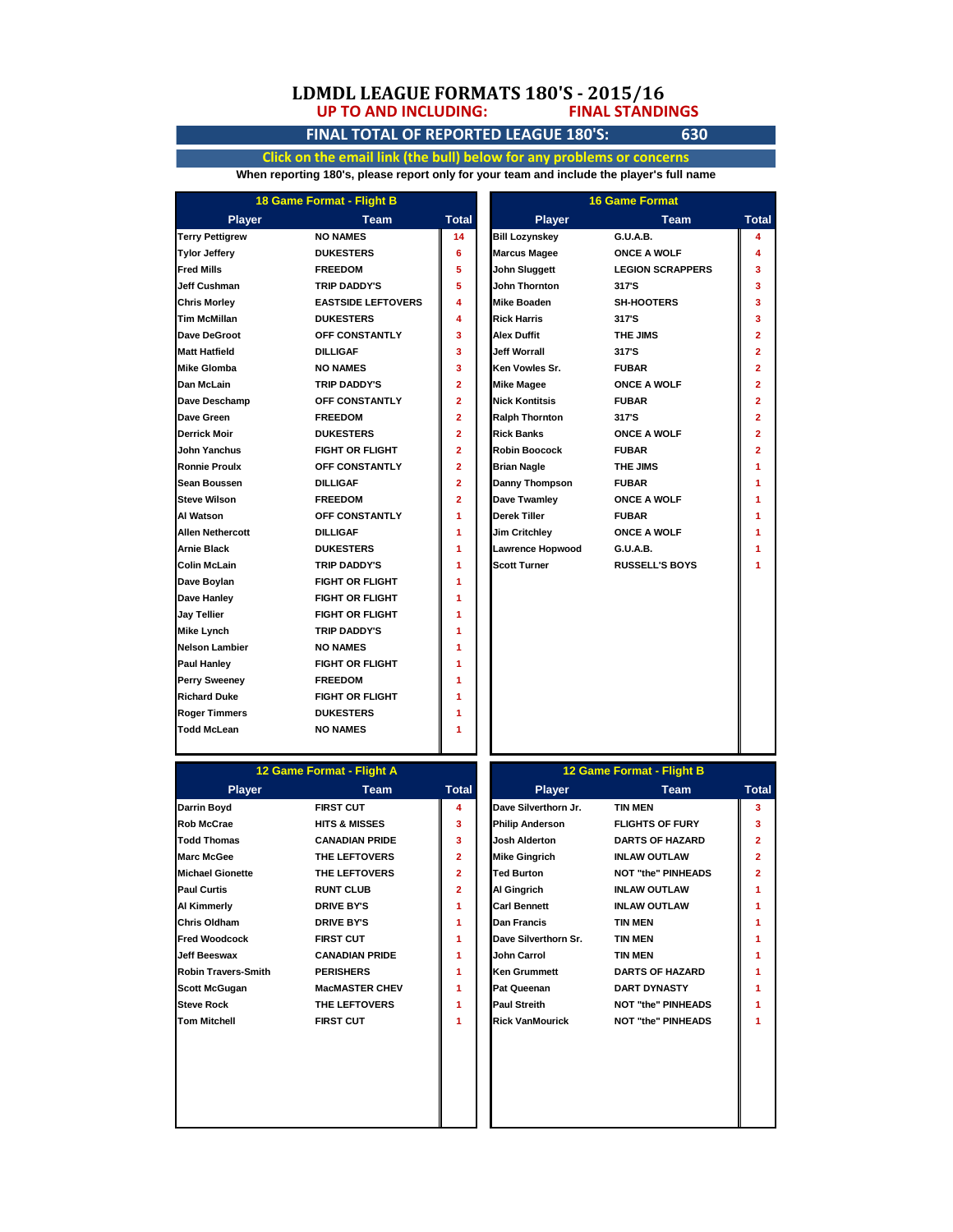# LDMDL LEAGUE FORMATS 180'S - 2015/16

**UP TO AND INCLUDING: FINAL STANDINGS**

**FINAL TOTAL OF REPORTED LEAGUE 180'S: 630**

**Click on the email link (the bull) below for any problems or concerns**

**When reporting 180's, please report only for your team and include the player's full name**

### 18 Game Format - Flight B

| Player | Team | Total |
|---|---|---|
| Terry Pettigrew | NO NAMES | 14 |
| Tylor Jeffery | DUKESTERS | 6 |
| Fred Mills | FREEDOM | 5 |
| Jeff Cushman | TRIP DADDY'S | 5 |
| Chris Morley | EASTSIDE LEFTOVERS | 4 |
| Tim McMillan | DUKESTERS | 4 |
| Dave DeGroot | OFF CONSTANTLY | 3 |
| Matt Hatfield | DILLIGAF | 3 |
| Mike Glomba | NO NAMES | 3 |
| Dan McLain | TRIP DADDY'S | 2 |
| Dave Deschamp | OFF CONSTANTLY | 2 |
| Dave Green | FREEDOM | 2 |
| Derrick Moir | DUKESTERS | 2 |
| John Yanchus | FIGHT OR FLIGHT | 2 |
| Ronnie Proulx | OFF CONSTANTLY | 2 |
| Sean Boussen | DILLIGAF | 2 |
| Steve Wilson | FREEDOM | 2 |
| Al Watson | OFF CONSTANTLY | 1 |
| Allen Nethercott | DILLIGAF | 1 |
| Arnie Black | DUKESTERS | 1 |
| Colin McLain | TRIP DADDY'S | 1 |
| Dave Boylan | FIGHT OR FLIGHT | 1 |
| Dave Hanley | FIGHT OR FLIGHT | 1 |
| Jay Tellier | FIGHT OR FLIGHT | 1 |
| Mike Lynch | TRIP DADDY'S | 1 |
| Nelson Lambier | NO NAMES | 1 |
| Paul Hanley | FIGHT OR FLIGHT | 1 |
| Perry Sweeney | FREEDOM | 1 |
| Richard Duke | FIGHT OR FLIGHT | 1 |
| Roger Timmers | DUKESTERS | 1 |
| Todd McLean | NO NAMES | 1 |

### 16 Game Format

| Player | Team | Total |
|---|---|---|
| Bill Lozynskey | G.U.A.B. | 4 |
| Marcus Magee | ONCE A WOLF | 4 |
| John Sluggett | LEGION SCRAPPERS | 3 |
| John Thornton | 317'S | 3 |
| Mike Boaden | SH-HOOTERS | 3 |
| Rick Harris | 317'S | 3 |
| Alex Duffit | THE JIMS | 2 |
| Jeff Worrall | 317'S | 2 |
| Ken Vowles Sr. | FUBAR | 2 |
| Mike Magee | ONCE A WOLF | 2 |
| Nick Kontitsis | FUBAR | 2 |
| Ralph Thornton | 317'S | 2 |
| Rick Banks | ONCE A WOLF | 2 |
| Robin Boocock | FUBAR | 2 |
| Brian Nagle | THE JIMS | 1 |
| Danny Thompson | FUBAR | 1 |
| Dave Twamley | ONCE A WOLF | 1 |
| Derek Tiller | FUBAR | 1 |
| Jim Critchley | ONCE A WOLF | 1 |
| Lawrence Hopwood | G.U.A.B. | 1 |
| Scott Turner | RUSSELL'S BOYS | 1 |

### 12 Game Format - Flight A

| Player | Team | Total |
|---|---|---|
| Darrin Boyd | FIRST CUT | 4 |
| Rob McCrae | HITS & MISSES | 3 |
| Todd Thomas | CANADIAN PRIDE | 3 |
| Marc McGee | THE LEFTOVERS | 2 |
| Michael Gionette | THE LEFTOVERS | 2 |
| Paul Curtis | RUNT CLUB | 2 |
| Al Kimmerly | DRIVE BY'S | 1 |
| Chris Oldham | DRIVE BY'S | 1 |
| Fred Woodcock | FIRST CUT | 1 |
| Jeff Beeswax | CANADIAN PRIDE | 1 |
| Robin Travers-Smith | PERISHERS | 1 |
| Scott McGugan | MacMASTER CHEV | 1 |
| Steve Rock | THE LEFTOVERS | 1 |
| Tom Mitchell | FIRST CUT | 1 |

### 12 Game Format - Flight B

| Player | Team | Total |
|---|---|---|
| Dave Silverthorn Jr. | TIN MEN | 3 |
| Philip Anderson | FLIGHTS OF FURY | 3 |
| Josh Alderton | DARTS OF HAZARD | 2 |
| Mike Gingrich | INLAW OUTLAW | 2 |
| Ted Burton | NOT "the" PINHEADS | 2 |
| Al Gingrich | INLAW OUTLAW | 1 |
| Carl Bennett | INLAW OUTLAW | 1 |
| Dan Francis | TIN MEN | 1 |
| Dave Silverthorn Sr. | TIN MEN | 1 |
| John Carrol | TIN MEN | 1 |
| Ken Grummett | DARTS OF HAZARD | 1 |
| Pat Queenan | DART DYNASTY | 1 |
| Paul Streith | NOT "the" PINHEADS | 1 |
| Rick VanMourick | NOT "the" PINHEADS | 1 |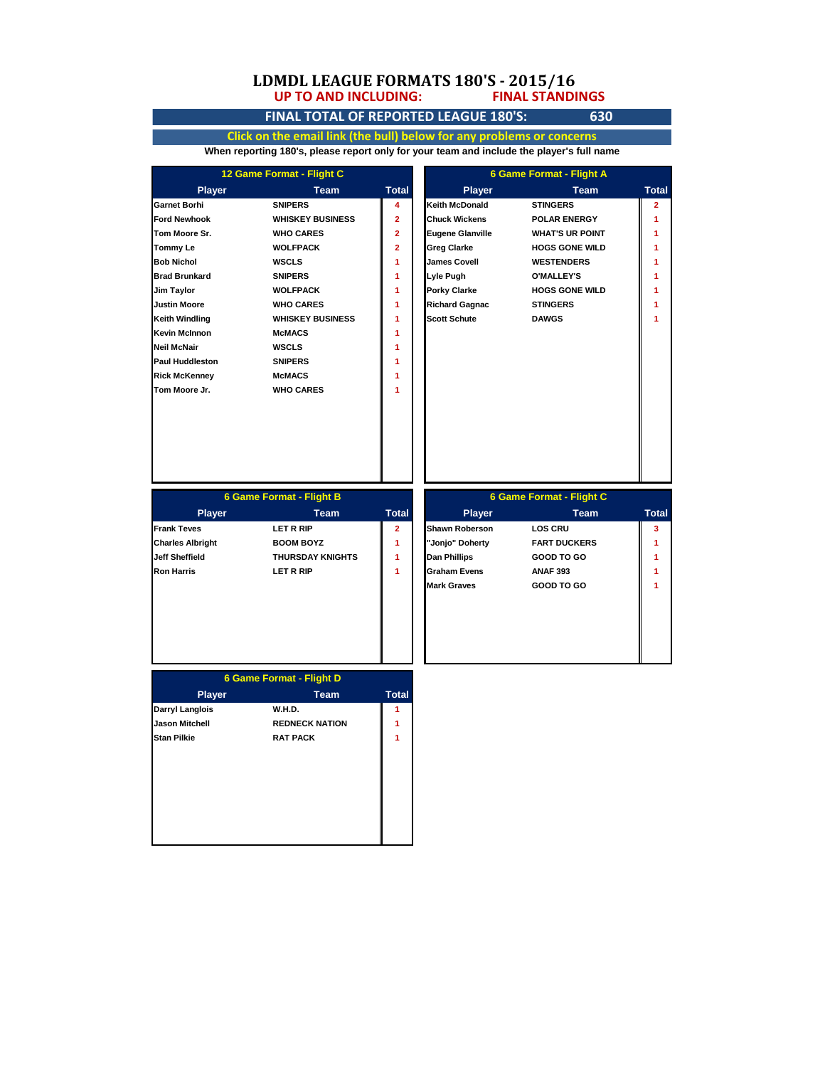# LDMDL LEAGUE FORMATS 180'S - 2015/16

**UP TO AND INCLUDING: FINAL STANDINGS**

**FINAL TOTAL OF REPORTED LEAGUE 180'S: 630**

**Click on the email link (the bull) below for any problems or concerns**

**When reporting 180's, please report only for your team and include the player's full name**

### 12 Game Format - Flight C

| Player | Team | Total |
| --- | --- | --- |
| Garnet Borhi | SNIPERS | 4 |
| Ford Newhook | WHISKEY BUSINESS | 2 |
| Tom Moore Sr. | WHO CARES | 2 |
| Tommy Le | WOLFPACK | 2 |
| Bob Nichol | WSCLS | 1 |
| Brad Brunkard | SNIPERS | 1 |
| Jim Taylor | WOLFPACK | 1 |
| Justin Moore | WHO CARES | 1 |
| Keith Windling | WHISKEY BUSINESS | 1 |
| Kevin McInnon | McMACS | 1 |
| Neil McNair | WSCLS | 1 |
| Paul Huddleston | SNIPERS | 1 |
| Rick McKenney | McMACS | 1 |
| Tom Moore Jr. | WHO CARES | 1 |

### 6 Game Format - Flight A

| Player | Team | Total |
| --- | --- | --- |
| Keith McDonald | STINGERS | 2 |
| Chuck Wickens | POLAR ENERGY | 1 |
| Eugene Glanville | WHAT'S UR POINT | 1 |
| Greg Clarke | HOGS GONE WILD | 1 |
| James Covell | WESTENDERS | 1 |
| Lyle Pugh | O'MALLEY'S | 1 |
| Porky Clarke | HOGS GONE WILD | 1 |
| Richard Gagnac | STINGERS | 1 |
| Scott Schute | DAWGS | 1 |

### 6 Game Format - Flight B

| Player | Team | Total |
| --- | --- | --- |
| Frank Teves | LET R RIP | 2 |
| Charles Albright | BOOM BOYZ | 1 |
| Jeff Sheffield | THURSDAY KNIGHTS | 1 |
| Ron Harris | LET R RIP | 1 |

### 6 Game Format - Flight C

| Player | Team | Total |
| --- | --- | --- |
| Shawn Roberson | LOS CRU | 3 |
| "Jonjo" Doherty | FART DUCKERS | 1 |
| Dan Phillips | GOOD TO GO | 1 |
| Graham Evens | ANAF 393 | 1 |
| Mark Graves | GOOD TO GO | 1 |

### 6 Game Format - Flight D

| Player | Team | Total |
| --- | --- | --- |
| Darryl Langlois | W.H.D. | 1 |
| Jason Mitchell | REDNECK NATION | 1 |
| Stan Pilkie | RAT PACK | 1 |